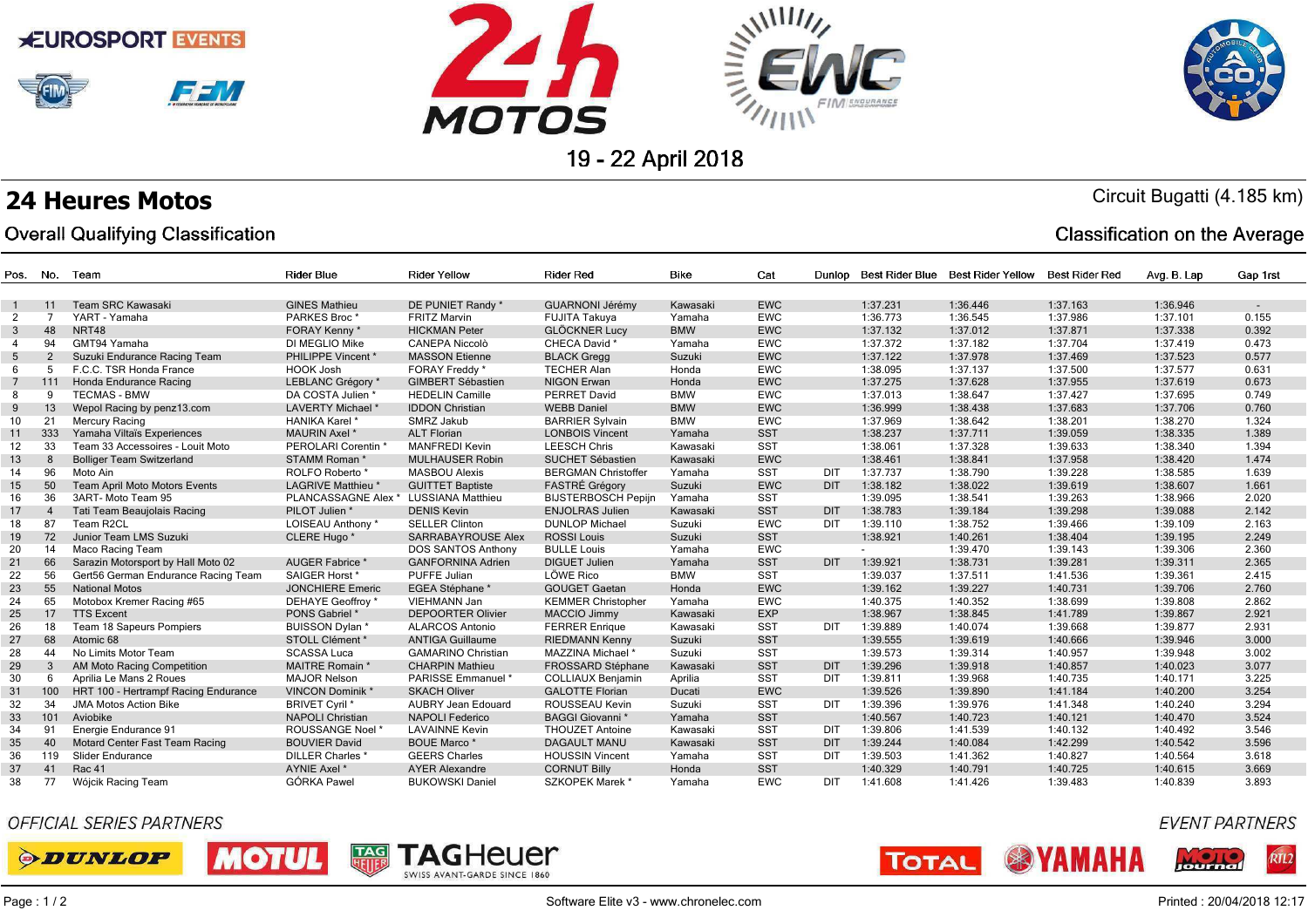19 - 22 April 2018

# 24 Heures Motos

Circuit Bugatti (4.185 km)

## Overall Qualifying Classification

Classification on the Average

| Pos. | No. | Team | Rider Blue | Rider Yellow | Rider Red | Bike | Cat | Dunlop | Best Rider Blue | Best Rider Yellow | Best Rider Red | Avg. B. Lap | Gap 1rst |
|---|---|---|---|---|---|---|---|---|---|---|---|---|---|
| 1 | 11 | Team SRC Kawasaki | GINES Mathieu | DE PUNIET Randy * | GUARNONI Jérémy | Kawasaki | EWC | | 1:37.231 | 1:36.446 | 1:37.163 | 1:36.946 | - |
| 2 | 7 | YART - Yamaha | PARKES Broc * | FRITZ Marvin | FUJITA Takuya | Yamaha | EWC | | 1:36.773 | 1:36.545 | 1:37.986 | 1:37.101 | 0.155 |
| 3 | 48 | NRT48 | FORAY Kenny * | HICKMAN Peter | GLÖCKNER Lucy | BMW | EWC | | 1:37.132 | 1:37.012 | 1:37.871 | 1:37.338 | 0.392 |
| 4 | 94 | GMT94 Yamaha | DI MEGLIO Mike | CANEPA Niccolò | CHECA David * | Yamaha | EWC | | 1:37.372 | 1:37.182 | 1:37.704 | 1:37.419 | 0.473 |
| 5 | 2 | Suzuki Endurance Racing Team | PHILIPPE Vincent * | MASSON Etienne | BLACK Gregg | Suzuki | EWC | | 1:37.122 | 1:37.978 | 1:37.469 | 1:37.523 | 0.577 |
| 6 | 5 | F.C.C. TSR Honda France | HOOK Josh | FORAY Freddy * | TECHER Alan | Honda | EWC | | 1:38.095 | 1:37.137 | 1:37.500 | 1:37.577 | 0.631 |
| 7 | 111 | Honda Endurance Racing | LEBLANC Grégory * | GIMBERT Sébastien | NIGON Erwan | Honda | EWC | | 1:37.275 | 1:37.628 | 1:37.955 | 1:37.619 | 0.673 |
| 8 | 9 | TECMAS - BMW | DA COSTA Julien * | HEDELIN Camille | PERRET David | BMW | EWC | | 1:37.013 | 1:38.647 | 1:37.427 | 1:37.695 | 0.749 |
| 9 | 13 | Wepol Racing by penz13.com | LAVERTY Michael * | IDDON Christian | WEBB Daniel | BMW | EWC | | 1:36.999 | 1:38.438 | 1:37.683 | 1:37.706 | 0.760 |
| 10 | 21 | Mercury Racing | HANIKA Karel * | SMRZ Jakub | BARRIER Sylvain | BMW | EWC | | 1:37.969 | 1:38.642 | 1:38.201 | 1:38.270 | 1.324 |
| 11 | 333 | Yamaha Viltaïs Experiences | MAURIN Axel * | ALT Florian | LONBOIS Vincent | Yamaha | SST | | 1:38.237 | 1:37.711 | 1:39.059 | 1:38.335 | 1.389 |
| 12 | 33 | Team 33 Accessoires - Louit Moto | PEROLARI Corentin * | MANFREDI Kevin | LEESCH Chris | Kawasaki | SST | | 1:38.061 | 1:37.328 | 1:39.633 | 1:38.340 | 1.394 |
| 13 | 8 | Bolliger Team Switzerland | STAMM Roman * | MULHAUSER Robin | SUCHET Sébastien | Kawasaki | EWC | | 1:38.461 | 1:38.841 | 1:37.958 | 1:38.420 | 1.474 |
| 14 | 96 | Moto Ain | ROLFO Roberto * | MASBOU Alexis | BERGMAN Christoffer | Yamaha | SST | DIT | 1:37.737 | 1:38.790 | 1:39.228 | 1:38.585 | 1.639 |
| 15 | 50 | Team April Moto Motors Events | LAGRIVE Matthieu * | GUITTET Baptiste | FASTRÉ Grégory | Suzuki | EWC | DIT | 1:38.182 | 1:38.022 | 1:39.619 | 1:38.607 | 1.661 |
| 16 | 36 | 3ART- Moto Team 95 | PLANCASSAGNE Alex * | LUSSIANA Matthieu | BIJSTERBOSCH Pepijn | Yamaha | SST | | 1:39.095 | 1:38.541 | 1:39.263 | 1:38.966 | 2.020 |
| 17 | 4 | Tati Team Beaujolais Racing | PILOT Julien * | DENIS Kevin | ENJOLRAS Julien | Kawasaki | SST | DIT | 1:38.783 | 1:39.184 | 1:39.298 | 1:39.088 | 2.142 |
| 18 | 87 | Team R2CL | LOISEAU Anthony * | SELLER Clinton | DUNLOP Michael | Suzuki | EWC | DIT | 1:39.110 | 1:38.752 | 1:39.466 | 1:39.109 | 2.163 |
| 19 | 72 | Junior Team LMS Suzuki | CLERE Hugo * | SARRABAYROUSE Alex | ROSSI Louis | Suzuki | SST | | 1:38.921 | 1:40.261 | 1:38.404 | 1:39.195 | 2.249 |
| 20 | 14 | Maco Racing Team | | DOS SANTOS Anthony | BULLE Louis | Yamaha | EWC | | - | 1:39.470 | 1:39.143 | 1:39.306 | 2.360 |
| 21 | 66 | Sarazin Motorsport by Hall Moto 02 | AUGER Fabrice * | GANFORNINA Adrien | DIGUET Julien | Yamaha | SST | DIT | 1:39.921 | 1:38.731 | 1:39.281 | 1:39.311 | 2.365 |
| 22 | 56 | Gert56 German Endurance Racing Team | SAIGER Horst * | PUFFE Julian | LÖWE Rico | BMW | SST | | 1:39.037 | 1:37.511 | 1:41.536 | 1:39.361 | 2.415 |
| 23 | 55 | National Motos | JONCHIERE Emeric | EGEA Stéphane * | GOUGET Gaetan | Honda | EWC | | 1:39.162 | 1:39.227 | 1:40.731 | 1:39.706 | 2.760 |
| 24 | 65 | Motobox Kremer Racing #65 | DEHAYE Geoffroy * | VIEHMANN Jan | KEMMER Christopher | Yamaha | EWC | | 1:40.375 | 1:40.352 | 1:38.699 | 1:39.808 | 2.862 |
| 25 | 17 | TTS Excent | PONS Gabriel * | DEPOORTER Olivier | MACCIO Jimmy | Kawasaki | EXP | | 1:38.967 | 1:38.845 | 1:41.789 | 1:39.867 | 2.921 |
| 26 | 18 | Team 18 Sapeurs Pompiers | BUISSON Dylan * | ALARCOS Antonio | FERRER Enrique | Kawasaki | SST | DIT | 1:39.889 | 1:40.074 | 1:39.668 | 1:39.877 | 2.931 |
| 27 | 68 | Atomic 68 | STOLL Clément * | ANTIGA Guillaume | RIEDMANN Kenny | Suzuki | SST | | 1:39.555 | 1:39.619 | 1:40.666 | 1:39.946 | 3.000 |
| 28 | 44 | No Limits Motor Team | SCASSA Luca | GAMARINO Christian | MAZZINA Michael * | Suzuki | SST | | 1:39.573 | 1:39.314 | 1:40.957 | 1:39.948 | 3.002 |
| 29 | 3 | AM Moto Racing Competition | MAITRE Romain * | CHARPIN Mathieu | FROSSARD Stéphane | Kawasaki | SST | DIT | 1:39.296 | 1:39.918 | 1:40.857 | 1:40.023 | 3.077 |
| 30 | 6 | Aprilia Le Mans 2 Roues | MAJOR Nelson | PARISSE Emmanuel * | COLLIAUX Benjamin | Aprilia | SST | DIT | 1:39.811 | 1:39.968 | 1:40.735 | 1:40.171 | 3.225 |
| 31 | 100 | HRT 100 - Hertrampf Racing Endurance | VINCON Dominik * | SKACH Oliver | GALOTTE Florian | Ducati | EWC | | 1:39.526 | 1:39.890 | 1:41.184 | 1:40.200 | 3.254 |
| 32 | 34 | JMA Motos Action Bike | BRIVET Cyril * | AUBRY Jean Edouard | ROUSSEAU Kevin | Suzuki | SST | DIT | 1:39.396 | 1:39.976 | 1:41.348 | 1:40.240 | 3.294 |
| 33 | 101 | Aviobike | NAPOLI Christian | NAPOLI Federico | BAGGI Giovanni * | Yamaha | SST | | 1:40.567 | 1:40.723 | 1:40.121 | 1:40.470 | 3.524 |
| 34 | 91 | Energie Endurance 91 | ROUSSANGE Noel * | LAVAINNE Kevin | THOUZET Antoine | Kawasaki | SST | DIT | 1:39.806 | 1:41.539 | 1:40.132 | 1:40.492 | 3.546 |
| 35 | 40 | Motard Center Fast Team Racing | BOUVIER David | BOUE Marco * | DAGAULT MANU | Kawasaki | SST | DIT | 1:39.244 | 1:40.084 | 1:42.299 | 1:40.542 | 3.596 |
| 36 | 119 | Slider Endurance | DILLER Charles * | GEERS Charles | HOUSSIN Vincent | Yamaha | SST | DIT | 1:39.503 | 1:41.362 | 1:40.827 | 1:40.564 | 3.618 |
| 37 | 41 | Rac 41 | AYNIE Axel * | AYER Alexandre | CORNUT Billy | Honda | SST | | 1:40.329 | 1:40.791 | 1:40.725 | 1:40.615 | 3.669 |
| 38 | 77 | Wójcik Racing Team | GÓRKA Pawel | BUKOWSKI Daniel | SZKOPEK Marek * | Yamaha | EWC | DIT | 1:41.608 | 1:41.426 | 1:39.483 | 1:40.839 | 3.893 |

OFFICIAL SERIES PARTNERS

EVENT PARTNERS

Software Elite v3 - www.chronelec.com

Printed : 20/04/2018 12:17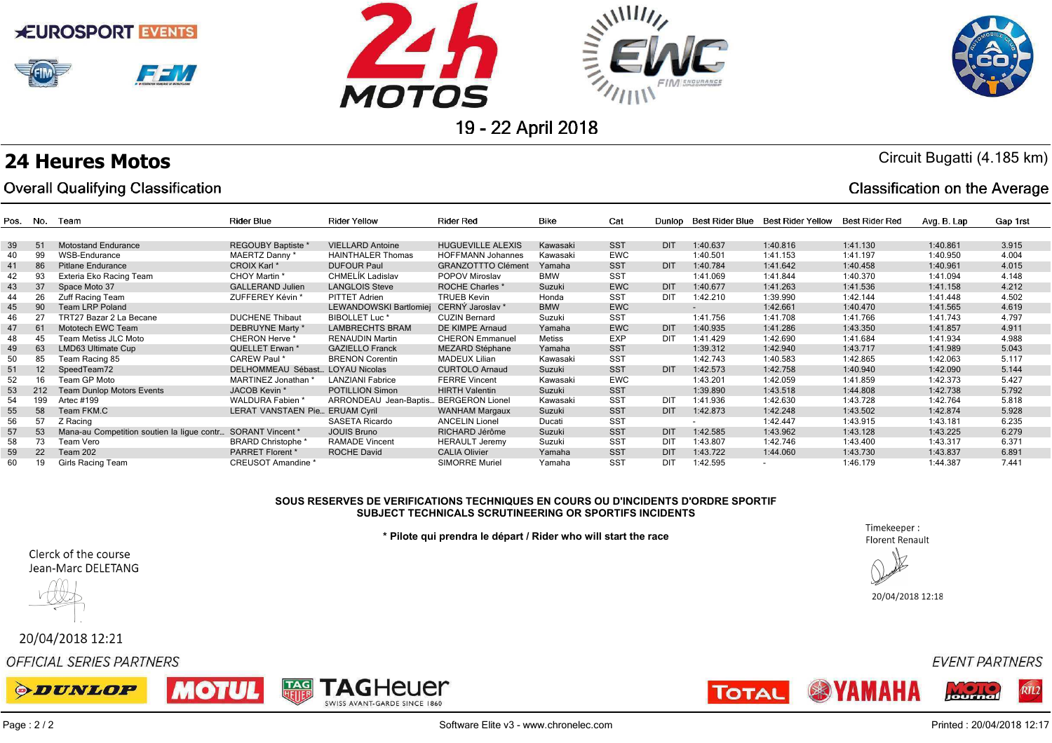19 - 22 April 2018

# 24 Heures Motos

Circuit Bugatti (4.185 km)

## Overall Qualifying Classification

Classification on the Average

| Pos. | No. | Team | Rider Blue | Rider Yellow | Rider Red | Bike | Cat | Dunlop | Best Rider Blue | Best Rider Yellow | Best Rider Red | Avg. B. Lap | Gap 1rst |
|---|---|---|---|---|---|---|---|---|---|---|---|---|---|
| 39 | 51 | Motostand Endurance | REGOUBY Baptiste * | VIELLARD Antoine | HUGUEVILLE ALEXIS | Kawasaki | SST | DIT | 1:40.637 | 1:40.816 | 1:41.130 | 1:40.861 | 3.915 |
| 40 | 99 | WSB-Endurance | MAERTZ Danny * | HAINTHALER Thomas | HOFFMANN Johannes | Kawasaki | EWC | | 1:40.501 | 1:41.153 | 1:41.197 | 1:40.950 | 4.004 |
| 41 | 86 | Pitlane Endurance | CROIX Karl * | DUFOUR Paul | GRANZOTTO Clément | Yamaha | SST | DIT | 1:40.784 | 1:41.642 | 1:40.458 | 1:40.961 | 4.015 |
| 42 | 93 | Exteria Eko Racing Team | CHOY Martin * | CHMELÍK Ladislav | POPOV Miroslav | BMW | SST | | 1:41.069 | 1:41.844 | 1:40.370 | 1:41.094 | 4.148 |
| 43 | 37 | Space Moto 37 | GALLERAND Julien | LANGLOIS Steve | ROCHE Charles * | Suzuki | EWC | DIT | 1:40.677 | 1:41.263 | 1:41.536 | 1:41.158 | 4.212 |
| 44 | 26 | Zuff Racing Team | ZUFFEREY Kévin * | PITTET Adrien | TRUEB Kevin | Honda | SST | DIT | 1:42.210 | 1:39.990 | 1:42.144 | 1:41.448 | 4.502 |
| 45 | 90 | Team LRP Poland | | LEWANDOWSKI Bartlomiej | CERNÝ Jaroslav * | BMW | EWC | | - | 1:42.661 | 1:40.470 | 1:41.565 | 4.619 |
| 46 | 27 | TRT27 Bazar 2 La Becane | DUCHENE Thibaut | BIBOLLET Luc * | CUZIN Bernard | Suzuki | SST | | 1:41.756 | 1:41.708 | 1:41.766 | 1:41.743 | 4.797 |
| 47 | 61 | Mototech EWC Team | DEBRUYNE Marty * | LAMBRECHTS BRAM | DE KIMPE Arnaud | Yamaha | EWC | DIT | 1:40.935 | 1:41.286 | 1:43.350 | 1:41.857 | 4.911 |
| 48 | 45 | Team Metiss JLC Moto | CHERON Herve * | RENAUDIN Martin | CHERON Emmanuel | Metiss | EXP | DIT | 1:41.429 | 1:42.690 | 1:41.684 | 1:41.934 | 4.988 |
| 49 | 63 | LMD63 Ultimate Cup | QUELLET Erwan * | GAZIELLO Franck | MEZARD Stéphane | Yamaha | SST | | 1:39.312 | 1:42.940 | 1:43.717 | 1:41.989 | 5.043 |
| 50 | 85 | Team Racing 85 | CAREW Paul * | BRENON Corentin | MADEUX Lilian | Kawasaki | SST | | 1:42.743 | 1:40.583 | 1:42.865 | 1:42.063 | 5.117 |
| 51 | 12 | SpeedTeam72 | DELHOMMEAU Sébast… | LOYAU Nicolas | CURTOLO Arnaud | Suzuki | SST | DIT | 1:42.573 | 1:42.758 | 1:40.940 | 1:42.090 | 5.144 |
| 52 | 16 | Team GP Moto | MARTINEZ Jonathan * | LANZIANI Fabrice | FERRE Vincent | Kawasaki | EWC | | 1:43.201 | 1:42.059 | 1:41.859 | 1:42.373 | 5.427 |
| 53 | 212 | Team Dunlop Motors Events | JACOB Kevin * | POTILLION Simon | HIRTH Valentin | Suzuki | SST | | 1:39.890 | 1:43.518 | 1:44.808 | 1:42.738 | 5.792 |
| 54 | 199 | Artec #199 | WALDURA Fabien * | ARRONDEAU Jean-Baptis… | BERGERON Lionel | Kawasaki | SST | DIT | 1:41.936 | 1:42.630 | 1:43.728 | 1:42.764 | 5.818 |
| 55 | 58 | Team FKM.C | LERAT VANSTAEN Pie… | ERUAM Cyril | WANHAM Margaux | Suzuki | SST | DIT | 1:42.873 | 1:42.248 | 1:43.502 | 1:42.874 | 5.928 |
| 56 | 57 | Z Racing | | SASETA Ricardo | ANCELIN Lionel | Ducati | SST | | - | 1:42.447 | 1:43.915 | 1:43.181 | 6.235 |
| 57 | 53 | Mana-au Competition soutien la ligue contr… | SORANT Vincent * | JOUIS Bruno | RICHARD Jérôme | Suzuki | SST | DIT | 1:42.585 | 1:43.962 | 1:43.128 | 1:43.225 | 6.279 |
| 58 | 73 | Team Vero | BRARD Christophe * | RAMADE Vincent | HERAULT Jeremy | Suzuki | SST | DIT | 1:43.807 | 1:42.746 | 1:43.400 | 1:43.317 | 6.371 |
| 59 | 22 | Team 202 | PARRET Florent * | ROCHE David | CALIA Olivier | Yamaha | SST | DIT | 1:43.722 | 1:44.060 | 1:43.730 | 1:43.837 | 6.891 |
| 60 | 19 | Girls Racing Team | CREUSOT Amandine * | | SIMORRE Muriel | Yamaha | SST | DIT | 1:42.595 | - | 1:46.179 | 1:44.387 | 7.441 |

**SOUS RESERVES DE VERIFICATIONS TECHNIQUES EN COURS OU D'INCIDENTS D'ORDRE SPORTIF**
**SUBJECT TECHNICALS SCRUTINEERING OR SPORTIFS INCIDENTS**

**\* Pilote qui prendra le départ / Rider who will start the race**

Clerck of the course
Jean-Marc DELETANG

20/04/2018 12:21

Timekeeper :
Florent Renault

20/04/2018 12:18

*OFFICIAL SERIES PARTNERS*

*EVENT PARTNERS*

Software Elite v3 - www.chronelec.com

Printed : 20/04/2018 12:17